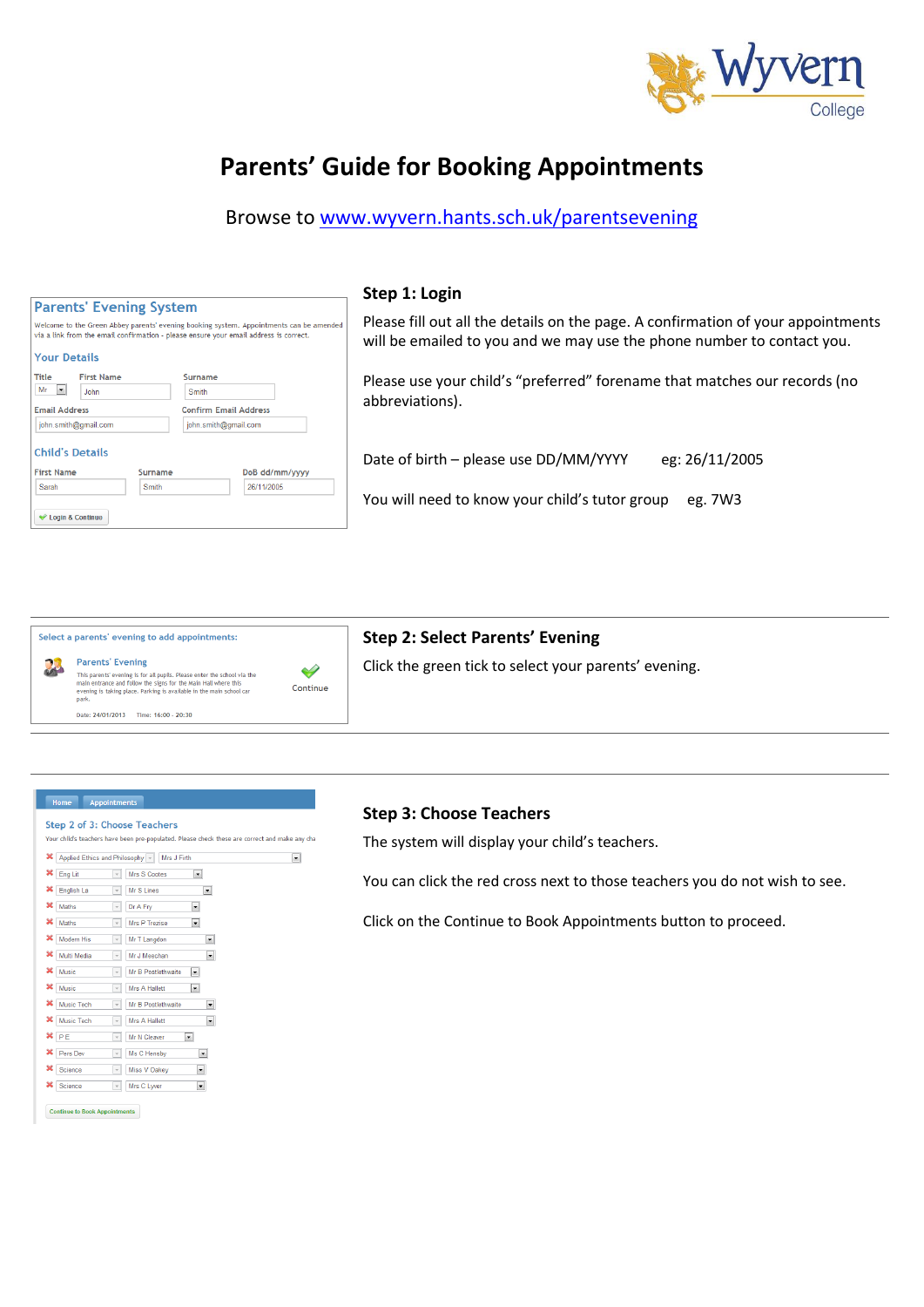# Parents' Guide for Booking Appointments

Browse to [www.wyvern.hants.sch.uk/parentsevening](http://www.wyvern.hants.sch.uk/parentsevening)

## Step 1: Login

Please fill out all the details on the page. A confirmation of your appointments will be emailed to you and we may use the phone number to contact you.

Please use your child's "preferred" forename that matches our records (no abbreviations).

Date of birth – please use DD/MM/YYYY eg: 26/11/2005

You will need to know your child's tutor group eg. 7W3

## Step 2: Select Parents' Evening

Click the green tick to select your parents' evening.

## Step 3: Choose Teachers

The system will display your child's teachers.

You can click the red cross next to those teachers you do not wish to see.

Click on the Continue to Book Appointments button to proceed.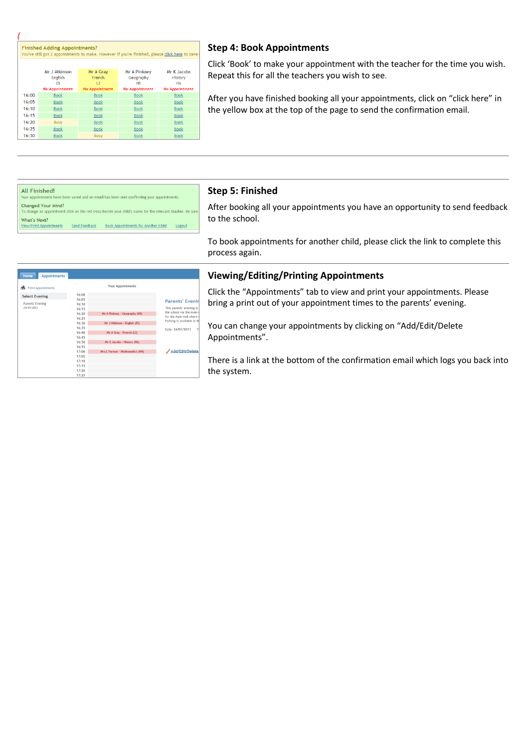## Step 4: Book Appointments

Click 'Book' to make your appointment with the teacher for the time you wish. Repeat this for all the teachers you wish to see.

After you have finished booking all your appointments, click on "click here" in the yellow box at the top of the page to send the confirmation email.

## Step 5: Finished

After booking all your appointments you have an opportunity to send feedback to the school.

To book appointments for another child, please click the link to complete this process again.

## Viewing/Editing/Printing Appointments

Click the "Appointments" tab to view and print your appointments. Please bring a print out of your appointment times to the parents' evening.

You can change your appointments by clicking on "Add/Edit/Delete Appointments".

There is a link at the bottom of the confirmation email which logs you back into the system.